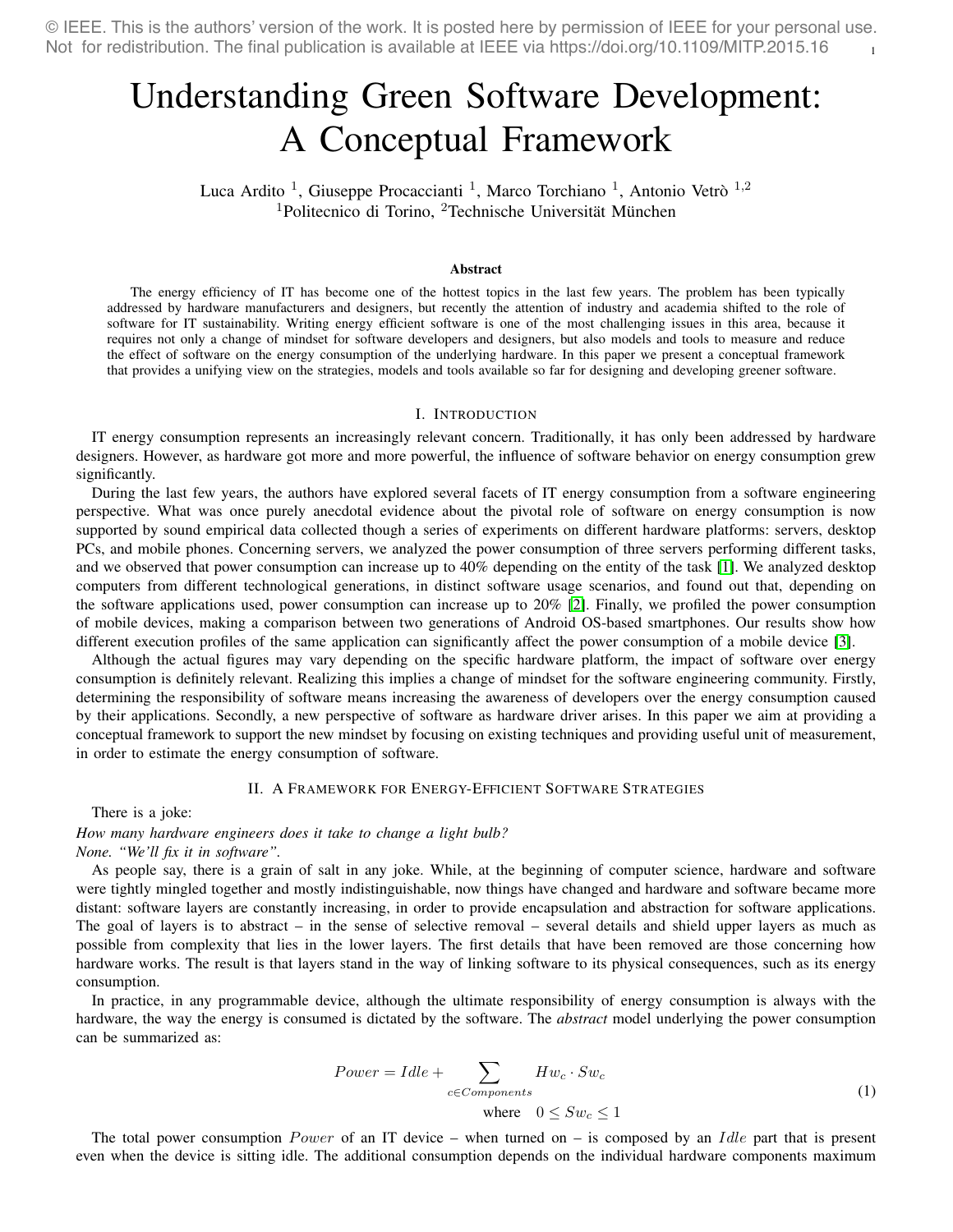© IEEE. This is the authors' version of the work. It is posted here by permission of IEEE for your personal use. Not for redistribution. The final publication is available at IEEE via https://doi.org/10.1109/MITP.2015.16

# Understanding Green Software Development: A Conceptual Framework

Luca Ardito [1], Giuseppe Procaccianti [1], Marco Torchiano [1], Antonio Vetrò [1,2]
[1]Politecnico di Torino, [2]Technische Universität München

**Abstract**

The energy efficiency of IT has become one of the hottest topics in the last few years. The problem has been typically addressed by hardware manufacturers and designers, but recently the attention of industry and academia shifted to the role of software for IT sustainability. Writing energy efficient software is one of the most challenging issues in this area, because it requires not only a change of mindset for software developers and designers, but also models and tools to measure and reduce the effect of software on the energy consumption of the underlying hardware. In this paper we present a conceptual framework that provides a unifying view on the strategies, models and tools available so far for designing and developing greener software.

## I. Introduction

IT energy consumption represents an increasingly relevant concern. Traditionally, it has only been addressed by hardware designers. However, as hardware got more and more powerful, the influence of software behavior on energy consumption grew significantly.

During the last few years, the authors have explored several facets of IT energy consumption from a software engineering perspective. What was once purely anecdotal evidence about the pivotal role of software on energy consumption is now supported by sound empirical data collected though a series of experiments on different hardware platforms: servers, desktop PCs, and mobile phones. Concerning servers, we analyzed the power consumption of three servers performing different tasks, and we observed that power consumption can increase up to 40% depending on the entity of the task [1]. We analyzed desktop computers from different technological generations, in distinct software usage scenarios, and found out that, depending on the software applications used, power consumption can increase up to 20% [2]. Finally, we profiled the power consumption of mobile devices, making a comparison between two generations of Android OS-based smartphones. Our results show how different execution profiles of the same application can significantly affect the power consumption of a mobile device [3].

Although the actual figures may vary depending on the specific hardware platform, the impact of software over energy consumption is definitely relevant. Realizing this implies a change of mindset for the software engineering community. Firstly, determining the responsibility of software means increasing the awareness of developers over the energy consumption caused by their applications. Secondly, a new perspective of software as hardware driver arises. In this paper we aim at providing a conceptual framework to support the new mindset by focusing on existing techniques and providing useful unit of measurement, in order to estimate the energy consumption of software.

## II. A Framework for Energy-Efficient Software Strategies

There is a joke:

*How many hardware engineers does it take to change a light bulb?*
*None. "We'll fix it in software".*

As people say, there is a grain of salt in any joke. While, at the beginning of computer science, hardware and software were tightly mingled together and mostly indistinguishable, now things have changed and hardware and software became more distant: software layers are constantly increasing, in order to provide encapsulation and abstraction for software applications. The goal of layers is to abstract – in the sense of selective removal – several details and shield upper layers as much as possible from complexity that lies in the lower layers. The first details that have been removed are those concerning how hardware works. The result is that layers stand in the way of linking software to its physical consequences, such as its energy consumption.

In practice, in any programmable device, although the ultimate responsibility of energy consumption is always with the hardware, the way the energy is consumed is dictated by the software. The *abstract* model underlying the power consumption can be summarized as:

$$Power = Idle + \sum_{c \in Components} Hw_c \cdot Sw_c \quad \text{where} \quad 0 \leq Sw_c \leq 1 \tag{1}$$

The total power consumption $Power$ of an IT device – when turned on – is composed by an $Idle$ part that is present even when the device is sitting idle. The additional consumption depends on the individual hardware components maximum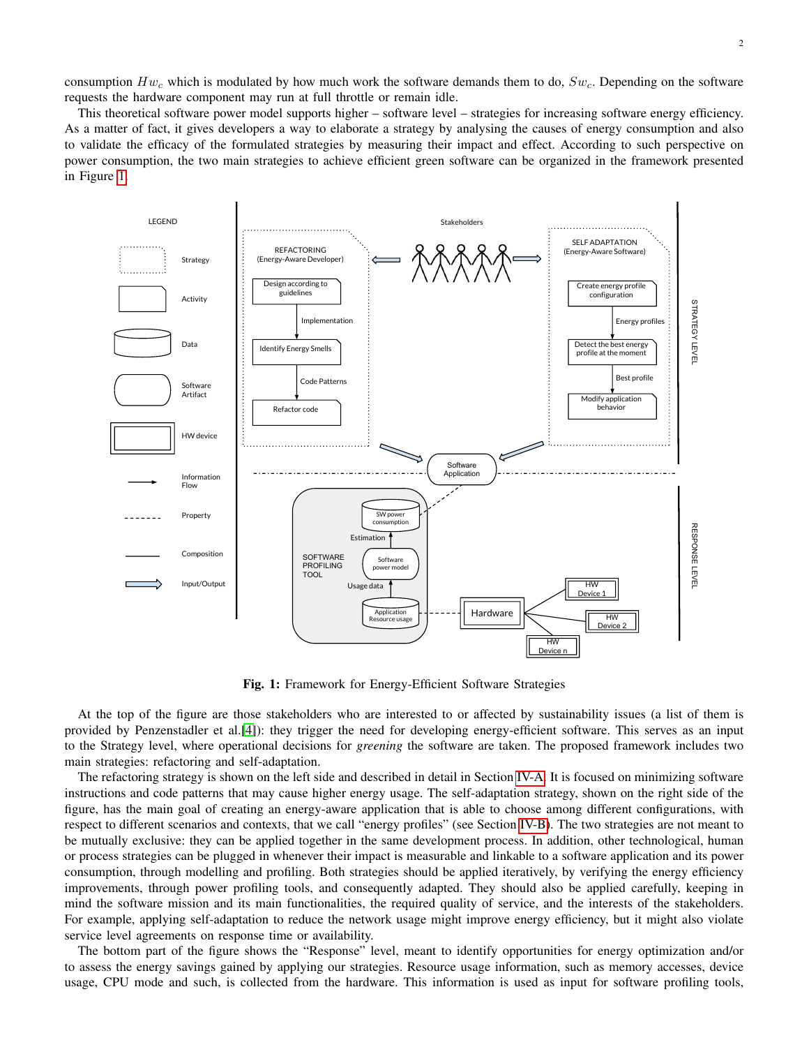consumption $Hw_c$ which is modulated by how much work the software demands them to do, $Sw_c$. Depending on the software requests the hardware component may run at full throttle or remain idle.

This theoretical software power model supports higher – software level – strategies for increasing software energy efficiency. As a matter of fact, it gives developers a way to elaborate a strategy by analysing the causes of energy consumption and also to validate the efficacy of the formulated strategies by measuring their impact and effect. According to such perspective on power consumption, the two main strategies to achieve efficient green software can be organized in the framework presented in Figure 1.

**Fig. 1:** Framework for Energy-Efficient Software Strategies

At the top of the figure are those stakeholders who are interested to or affected by sustainability issues (a list of them is provided by Penzenstadler et al.[4]): they trigger the need for developing energy-efficient software. This serves as an input to the Strategy level, where operational decisions for *greening* the software are taken. The proposed framework includes two main strategies: refactoring and self-adaptation.

The refactoring strategy is shown on the left side and described in detail in Section IV-A. It is focused on minimizing software instructions and code patterns that may cause higher energy usage. The self-adaptation strategy, shown on the right side of the figure, has the main goal of creating an energy-aware application that is able to choose among different configurations, with respect to different scenarios and contexts, that we call "energy profiles" (see Section IV-B). The two strategies are not meant to be mutually exclusive: they can be applied together in the same development process. In addition, other technological, human or process strategies can be plugged in whenever their impact is measurable and linkable to a software application and its power consumption, through modelling and profiling. Both strategies should be applied iteratively, by verifying the energy efficiency improvements, through power profiling tools, and consequently adapted. They should also be applied carefully, keeping in mind the software mission and its main functionalities, the required quality of service, and the interests of the stakeholders. For example, applying self-adaptation to reduce the network usage might improve energy efficiency, but it might also violate service level agreements on response time or availability.

The bottom part of the figure shows the "Response" level, meant to identify opportunities for energy optimization and/or to assess the energy savings gained by applying our strategies. Resource usage information, such as memory accesses, device usage, CPU mode and such, is collected from the hardware. This information is used as input for software profiling tools,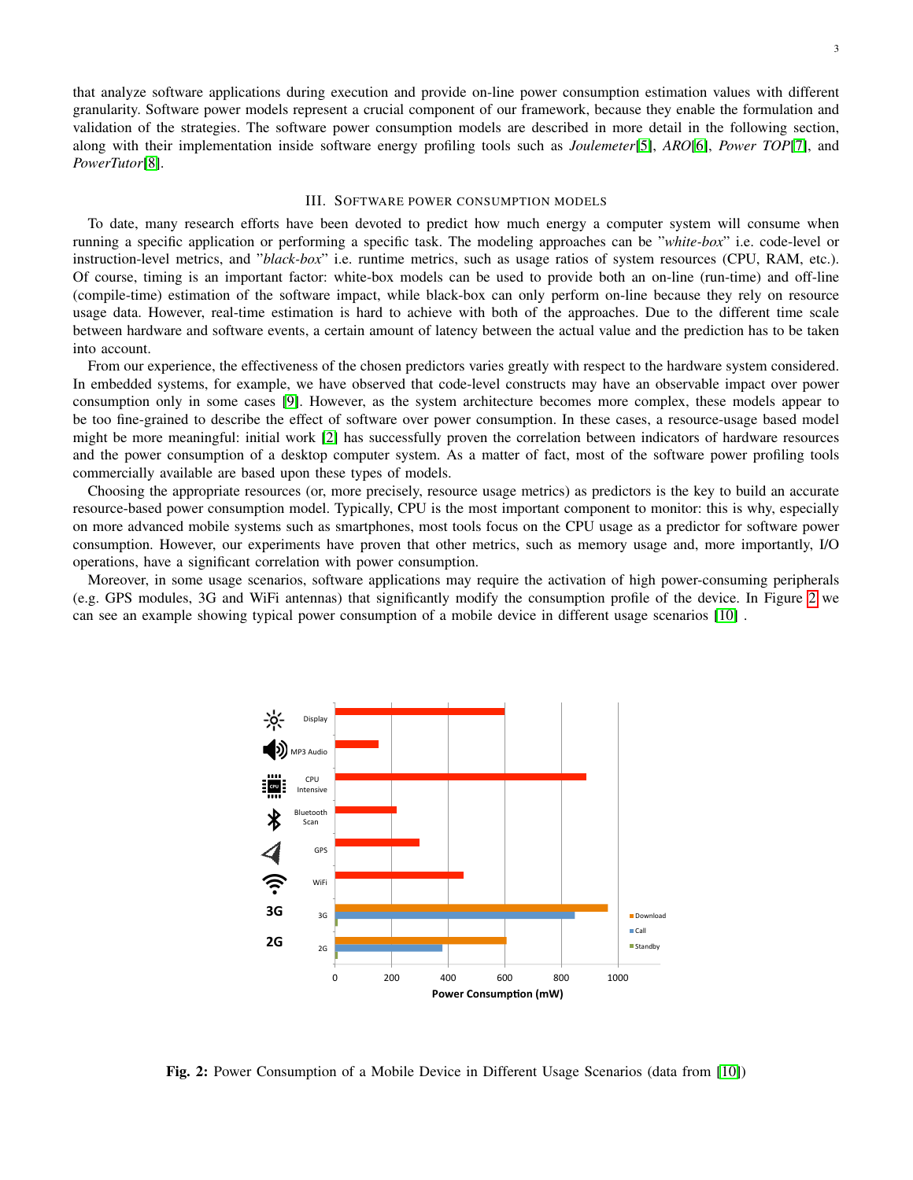that analyze software applications during execution and provide on-line power consumption estimation values with different granularity. Software power models represent a crucial component of our framework, because they enable the formulation and validation of the strategies. The software power consumption models are described in more detail in the following section, along with their implementation inside software energy profiling tools such as *Joulemeter*[5], *ARO*[6], *Power TOP*[7], and *PowerTutor*[8].

## III. Software power consumption models

To date, many research efforts have been devoted to predict how much energy a computer system will consume when running a specific application or performing a specific task. The modeling approaches can be "*white-box*" i.e. code-level or instruction-level metrics, and "*black-box*" i.e. runtime metrics, such as usage ratios of system resources (CPU, RAM, etc.). Of course, timing is an important factor: white-box models can be used to provide both an on-line (run-time) and off-line (compile-time) estimation of the software impact, while black-box can only perform on-line because they rely on resource usage data. However, real-time estimation is hard to achieve with both of the approaches. Due to the different time scale between hardware and software events, a certain amount of latency between the actual value and the prediction has to be taken into account.

From our experience, the effectiveness of the chosen predictors varies greatly with respect to the hardware system considered. In embedded systems, for example, we have observed that code-level constructs may have an observable impact over power consumption only in some cases [9]. However, as the system architecture becomes more complex, these models appear to be too fine-grained to describe the effect of software over power consumption. In these cases, a resource-usage based model might be more meaningful: initial work [2] has successfully proven the correlation between indicators of hardware resources and the power consumption of a desktop computer system. As a matter of fact, most of the software power profiling tools commercially available are based upon these types of models.

Choosing the appropriate resources (or, more precisely, resource usage metrics) as predictors is the key to build an accurate resource-based power consumption model. Typically, CPU is the most important component to monitor: this is why, especially on more advanced mobile systems such as smartphones, most tools focus on the CPU usage as a predictor for software power consumption. However, our experiments have proven that other metrics, such as memory usage and, more importantly, I/O operations, have a significant correlation with power consumption.

Moreover, in some usage scenarios, software applications may require the activation of high power-consuming peripherals (e.g. GPS modules, 3G and WiFi antennas) that significantly modify the consumption profile of the device. In Figure 2 we can see an example showing typical power consumption of a mobile device in different usage scenarios [10] .

**Fig. 2:** Power Consumption of a Mobile Device in Different Usage Scenarios (data from [10])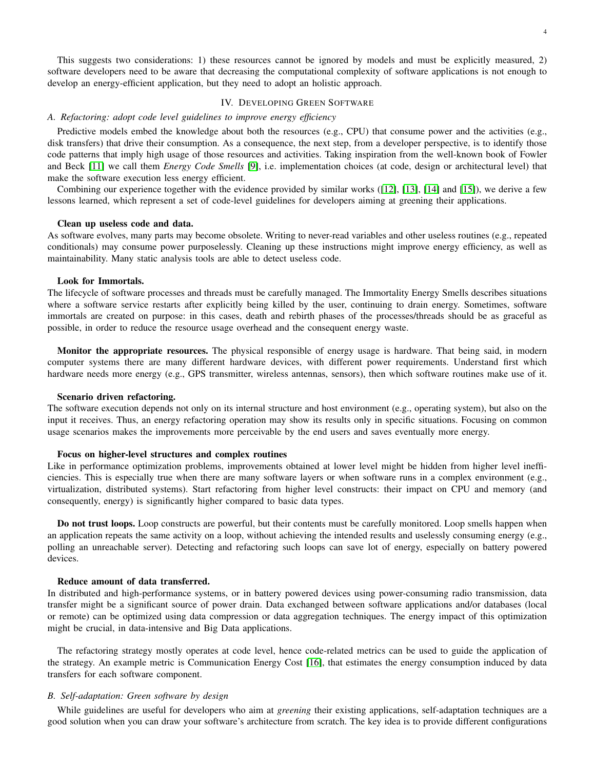This suggests two considerations: 1) these resources cannot be ignored by models and must be explicitly measured, 2) software developers need to be aware that decreasing the computational complexity of software applications is not enough to develop an energy-efficient application, but they need to adopt an holistic approach.

## IV. Developing Green Software

### A. Refactoring: adopt code level guidelines to improve energy efficiency

Predictive models embed the knowledge about both the resources (e.g., CPU) that consume power and the activities (e.g., disk transfers) that drive their consumption. As a consequence, the next step, from a developer perspective, is to identify those code patterns that imply high usage of those resources and activities. Taking inspiration from the well-known book of Fowler and Beck [11] we call them *Energy Code Smells* [9], i.e. implementation choices (at code, design or architectural level) that make the software execution less energy efficient.

Combining our experience together with the evidence provided by similar works ([12], [13], [14] and [15]), we derive a few lessons learned, which represent a set of code-level guidelines for developers aiming at greening their applications.

**Clean up useless code and data.**
As software evolves, many parts may become obsolete. Writing to never-read variables and other useless routines (e.g., repeated conditionals) may consume power purposelessly. Cleaning up these instructions might improve energy efficiency, as well as maintainability. Many static analysis tools are able to detect useless code.

**Look for Immortals.**
The lifecycle of software processes and threads must be carefully managed. The Immortality Energy Smells describes situations where a software service restarts after explicitly being killed by the user, continuing to drain energy. Sometimes, software immortals are created on purpose: in this cases, death and rebirth phases of the processes/threads should be as graceful as possible, in order to reduce the resource usage overhead and the consequent energy waste.

**Monitor the appropriate resources.** The physical responsible of energy usage is hardware. That being said, in modern computer systems there are many different hardware devices, with different power requirements. Understand first which hardware needs more energy (e.g., GPS transmitter, wireless antennas, sensors), then which software routines make use of it.

**Scenario driven refactoring.**
The software execution depends not only on its internal structure and host environment (e.g., operating system), but also on the input it receives. Thus, an energy refactoring operation may show its results only in specific situations. Focusing on common usage scenarios makes the improvements more perceivable by the end users and saves eventually more energy.

**Focus on higher-level structures and complex routines**
Like in performance optimization problems, improvements obtained at lower level might be hidden from higher level inefficiencies. This is especially true when there are many software layers or when software runs in a complex environment (e.g., virtualization, distributed systems). Start refactoring from higher level constructs: their impact on CPU and memory (and consequently, energy) is significantly higher compared to basic data types.

**Do not trust loops.** Loop constructs are powerful, but their contents must be carefully monitored. Loop smells happen when an application repeats the same activity on a loop, without achieving the intended results and uselessly consuming energy (e.g., polling an unreachable server). Detecting and refactoring such loops can save lot of energy, especially on battery powered devices.

**Reduce amount of data transferred.**
In distributed and high-performance systems, or in battery powered devices using power-consuming radio transmission, data transfer might be a significant source of power drain. Data exchanged between software applications and/or databases (local or remote) can be optimized using data compression or data aggregation techniques. The energy impact of this optimization might be crucial, in data-intensive and Big Data applications.

The refactoring strategy mostly operates at code level, hence code-related metrics can be used to guide the application of the strategy. An example metric is Communication Energy Cost [16], that estimates the energy consumption induced by data transfers for each software component.

### B. Self-adaptation: Green software by design

While guidelines are useful for developers who aim at *greening* their existing applications, self-adaptation techniques are a good solution when you can draw your software's architecture from scratch. The key idea is to provide different configurations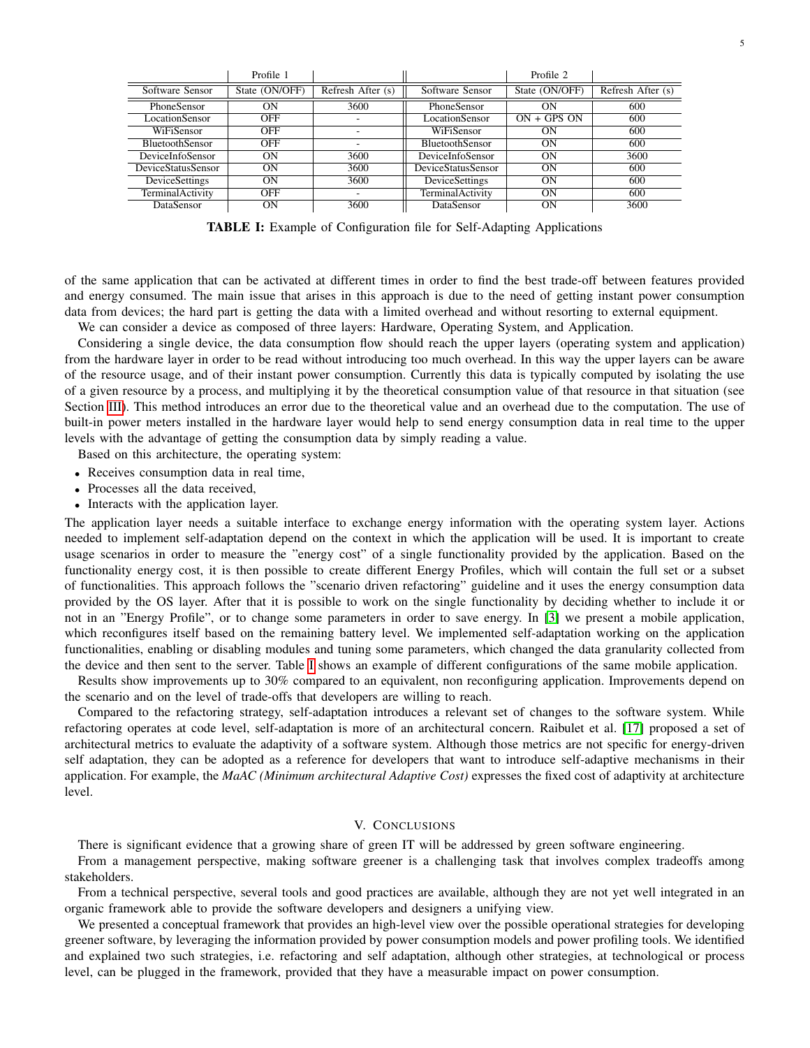| | Profile 1 | | | Profile 2 | |
|---|---|---|---|---|---|
| Software Sensor | State (ON/OFF) | Refresh After (s) | Software Sensor | State (ON/OFF) | Refresh After (s) |
| PhoneSensor | ON | 3600 | PhoneSensor | ON | 600 |
| LocationSensor | OFF | - | LocationSensor | ON + GPS ON | 600 |
| WiFiSensor | OFF | - | WiFiSensor | ON | 600 |
| BluetoothSensor | OFF | - | BluetoothSensor | ON | 600 |
| DeviceInfoSensor | ON | 3600 | DeviceInfoSensor | ON | 3600 |
| DeviceStatusSensor | ON | 3600 | DeviceStatusSensor | ON | 600 |
| DeviceSettings | ON | 3600 | DeviceSettings | ON | 600 |
| TerminalActivity | OFF | - | TerminalActivity | ON | 600 |
| DataSensor | ON | 3600 | DataSensor | ON | 3600 |

**TABLE I:** Example of Configuration file for Self-Adapting Applications

of the same application that can be activated at different times in order to find the best trade-off between features provided and energy consumed. The main issue that arises in this approach is due to the need of getting instant power consumption data from devices; the hard part is getting the data with a limited overhead and without resorting to external equipment.

We can consider a device as composed of three layers: Hardware, Operating System, and Application.

Considering a single device, the data consumption flow should reach the upper layers (operating system and application) from the hardware layer in order to be read without introducing too much overhead. In this way the upper layers can be aware of the resource usage, and of their instant power consumption. Currently this data is typically computed by isolating the use of a given resource by a process, and multiplying it by the theoretical consumption value of that resource in that situation (see Section III). This method introduces an error due to the theoretical value and an overhead due to the computation. The use of built-in power meters installed in the hardware layer would help to send energy consumption data in real time to the upper levels with the advantage of getting the consumption data by simply reading a value.

Based on this architecture, the operating system:

- Receives consumption data in real time,
- Processes all the data received,
- Interacts with the application layer.

The application layer needs a suitable interface to exchange energy information with the operating system layer. Actions needed to implement self-adaptation depend on the context in which the application will be used. It is important to create usage scenarios in order to measure the "energy cost" of a single functionality provided by the application. Based on the functionality energy cost, it is then possible to create different Energy Profiles, which will contain the full set or a subset of functionalities. This approach follows the "scenario driven refactoring" guideline and it uses the energy consumption data provided by the OS layer. After that it is possible to work on the single functionality by deciding whether to include it or not in an "Energy Profile", or to change some parameters in order to save energy. In [3] we present a mobile application, which reconfigures itself based on the remaining battery level. We implemented self-adaptation working on the application functionalities, enabling or disabling modules and tuning some parameters, which changed the data granularity collected from the device and then sent to the server. Table I shows an example of different configurations of the same mobile application.

Results show improvements up to 30% compared to an equivalent, non reconfiguring application. Improvements depend on the scenario and on the level of trade-offs that developers are willing to reach.

Compared to the refactoring strategy, self-adaptation introduces a relevant set of changes to the software system. While refactoring operates at code level, self-adaptation is more of an architectural concern. Raibulet et al. [17] proposed a set of architectural metrics to evaluate the adaptivity of a software system. Although those metrics are not specific for energy-driven self adaptation, they can be adopted as a reference for developers that want to introduce self-adaptive mechanisms in their application. For example, the *MaAC (Minimum architectural Adaptive Cost)* expresses the fixed cost of adaptivity at architecture level.

## V. Conclusions

There is significant evidence that a growing share of green IT will be addressed by green software engineering.

From a management perspective, making software greener is a challenging task that involves complex tradeoffs among stakeholders.

From a technical perspective, several tools and good practices are available, although they are not yet well integrated in an organic framework able to provide the software developers and designers a unifying view.

We presented a conceptual framework that provides an high-level view over the possible operational strategies for developing greener software, by leveraging the information provided by power consumption models and power profiling tools. We identified and explained two such strategies, i.e. refactoring and self adaptation, although other strategies, at technological or process level, can be plugged in the framework, provided that they have a measurable impact on power consumption.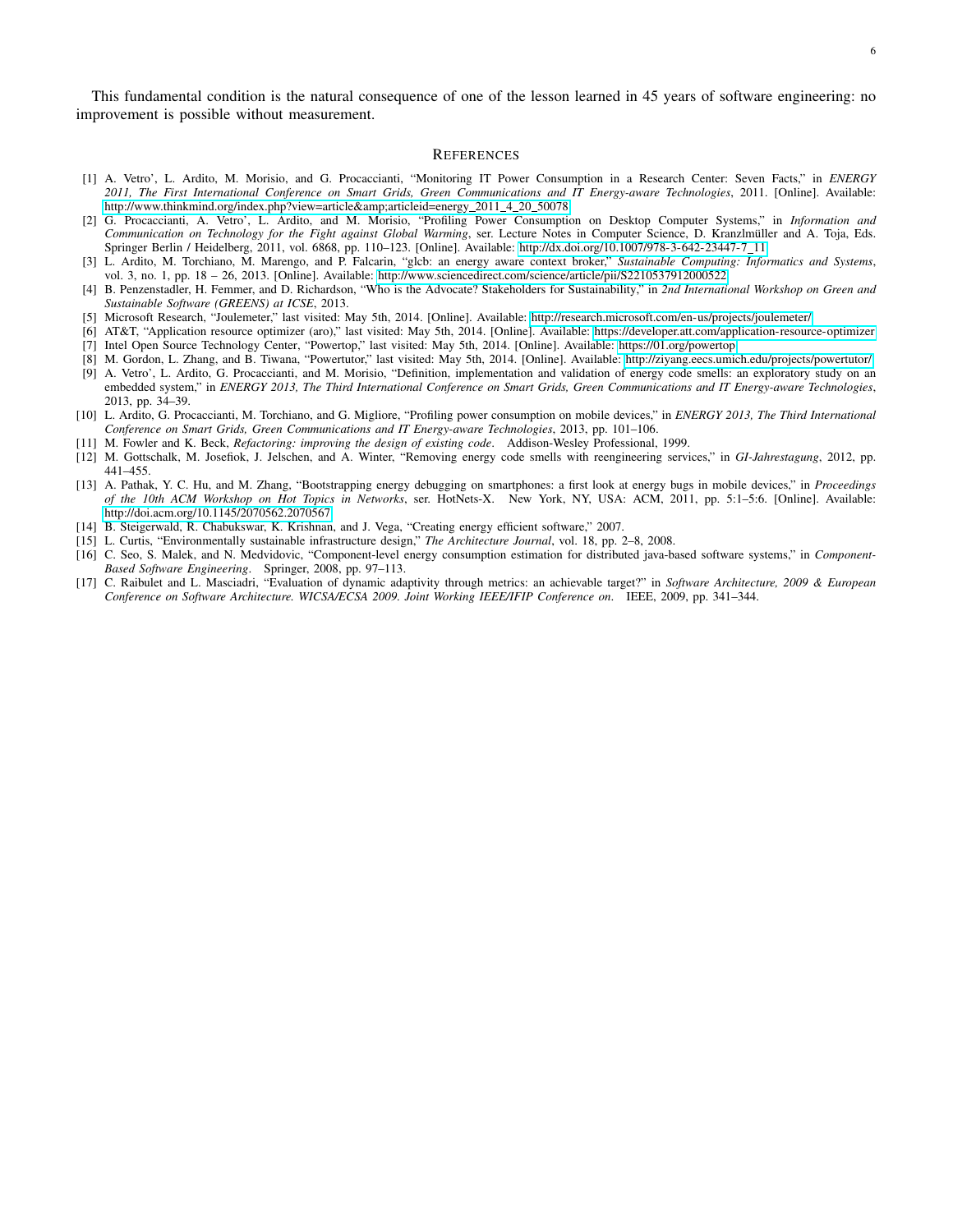This fundamental condition is the natural consequence of one of the lesson learned in 45 years of software engineering: no improvement is possible without measurement.

## References

[1] A. Vetro', L. Ardito, M. Morisio, and G. Procaccianti, "Monitoring IT Power Consumption in a Research Center: Seven Facts," in *ENERGY 2011, The First International Conference on Smart Grids, Green Communications and IT Energy-aware Technologies*, 2011. [Online]. Available: http://www.thinkmind.org/index.php?view=article&amp;articleid=energy_2011_4_20_50078

[2] G. Procaccianti, A. Vetro', L. Ardito, and M. Morisio, "Profiling Power Consumption on Desktop Computer Systems," in *Information and Communication on Technology for the Fight against Global Warming*, ser. Lecture Notes in Computer Science, D. Kranzlmüller and A. Toja, Eds. Springer Berlin / Heidelberg, 2011, vol. 6868, pp. 110–123. [Online]. Available: http://dx.doi.org/10.1007/978-3-642-23447-7_11

[3] L. Ardito, M. Torchiano, M. Marengo, and P. Falcarin, "glcb: an energy aware context broker," *Sustainable Computing: Informatics and Systems*, vol. 3, no. 1, pp. 18 – 26, 2013. [Online]. Available: http://www.sciencedirect.com/science/article/pii/S2210537912000522

[4] B. Penzenstadler, H. Femmer, and D. Richardson, "Who is the Advocate? Stakeholders for Sustainability," in *2nd International Workshop on Green and Sustainable Software (GREENS) at ICSE*, 2013.

[5] Microsoft Research, "Joulemeter," last visited: May 5th, 2014. [Online]. Available: http://research.microsoft.com/en-us/projects/joulemeter/

[6] AT&T, "Application resource optimizer (aro)," last visited: May 5th, 2014. [Online]. Available: https://developer.att.com/application-resource-optimizer

[7] Intel Open Source Technology Center, "Powertop," last visited: May 5th, 2014. [Online]. Available: https://01.org/powertop

[8] M. Gordon, L. Zhang, and B. Tiwana, "Powertutor," last visited: May 5th, 2014. [Online]. Available: http://ziyang.eecs.umich.edu/projects/powertutor/

[9] A. Vetro', L. Ardito, G. Procaccianti, and M. Morisio, "Definition, implementation and validation of energy code smells: an exploratory study on an embedded system," in *ENERGY 2013, The Third International Conference on Smart Grids, Green Communications and IT Energy-aware Technologies*, 2013, pp. 34–39.

[10] L. Ardito, G. Procaccianti, M. Torchiano, and G. Migliore, "Profiling power consumption on mobile devices," in *ENERGY 2013, The Third International Conference on Smart Grids, Green Communications and IT Energy-aware Technologies*, 2013, pp. 101–106.

[11] M. Fowler and K. Beck, *Refactoring: improving the design of existing code*. Addison-Wesley Professional, 1999.

[12] M. Gottschalk, M. Josefiok, J. Jelschen, and A. Winter, "Removing energy code smells with reengineering services," in *GI-Jahrestagung*, 2012, pp. 441–455.

[13] A. Pathak, Y. C. Hu, and M. Zhang, "Bootstrapping energy debugging on smartphones: a first look at energy bugs in mobile devices," in *Proceedings of the 10th ACM Workshop on Hot Topics in Networks*, ser. HotNets-X. New York, NY, USA: ACM, 2011, pp. 5:1–5:6. [Online]. Available: http://doi.acm.org/10.1145/2070562.2070567

[14] B. Steigerwald, R. Chabukswar, K. Krishnan, and J. Vega, "Creating energy efficient software," 2007.

[15] L. Curtis, "Environmentally sustainable infrastructure design," *The Architecture Journal*, vol. 18, pp. 2–8, 2008.

[16] C. Seo, S. Malek, and N. Medvidovic, "Component-level energy consumption estimation for distributed java-based software systems," in *Component-Based Software Engineering*. Springer, 2008, pp. 97–113.

[17] C. Raibulet and L. Masciadri, "Evaluation of dynamic adaptivity through metrics: an achievable target?" in *Software Architecture, 2009 & European Conference on Software Architecture. WICSA/ECSA 2009. Joint Working IEEE/IFIP Conference on*. IEEE, 2009, pp. 341–344.